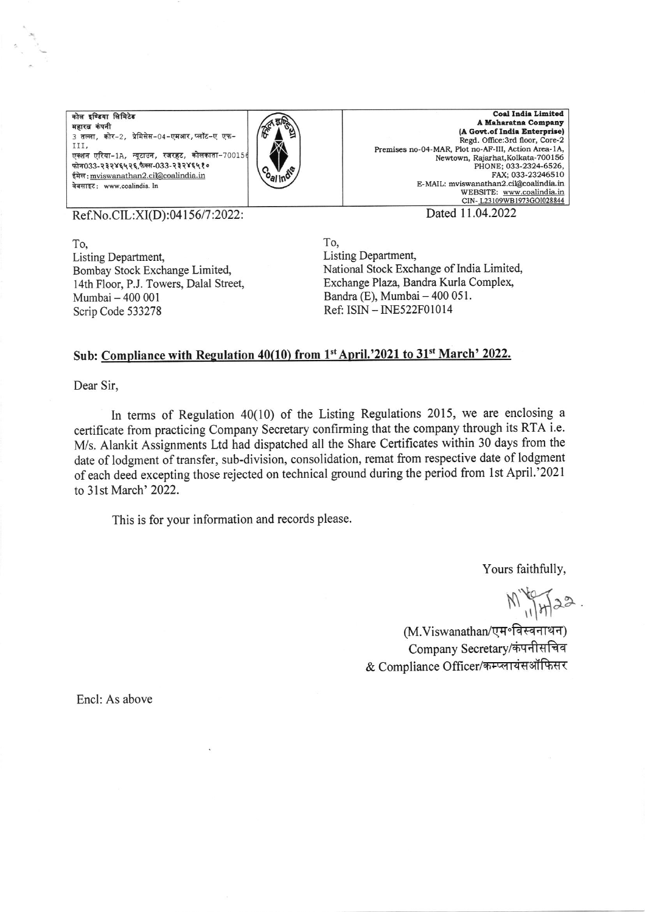कोल इण्डिया लिमिटेड
महारत्न कंपनी
3 तल्ला, कोर-2, प्रेमिसेस-04-एमआर, प्लॉट-ए एफ-III,
एक्शन एरिया-1A, न्यूटाउन, रजरहट, कोलकाता-700156
फोन033-२३२४६५२६,फैक्स-033-२३२४६५१०
ईमेल: mviswanathan2.cil@coalindia.in
वेबसाइट: www.coalindia. In

**Coal India Limited**
**A Maharatna Company**
**(A Govt.of India Enterprise)**
Regd. Office:3rd floor, Core-2
Premises no-04-MAR, Plot no-AF-III, Action Area-1A,
Newtown, Rajarhat,Kolkata-700156
PHONE; 033-2324-6526,
FAX; 033-23246510
E-MAIL: mviswanathan2.cil@coalindia.in
WEBSITE: www.coalindia.in
CIN- L23109WB1973GOI028844

Ref.No.CIL:XI(D):04156/7:2022:

Dated 11.04.2022

To,
Listing Department,
Bombay Stock Exchange Limited,
14th Floor, P.J. Towers, Dalal Street,
Mumbai – 400 001
Scrip Code 533278

To,
Listing Department,
National Stock Exchange of India Limited,
Exchange Plaza, Bandra Kurla Complex,
Bandra (E), Mumbai – 400 051.
Ref: ISIN – INE522F01014

**Sub: Compliance with Regulation 40(10) from 1st April.'2021 to 31st March' 2022.**

Dear Sir,

In terms of Regulation 40(10) of the Listing Regulations 2015, we are enclosing a certificate from practicing Company Secretary confirming that the company through its RTA i.e. M/s. Alankit Assignments Ltd had dispatched all the Share Certificates within 30 days from the date of lodgment of transfer, sub-division, consolidation, remat from respective date of lodgment of each deed excepting those rejected on technical ground during the period from 1st April.'2021 to 31st March' 2022.

This is for your information and records please.

Yours faithfully,

(M.Viswanathan/एम॰विस्वनाथन)
Company Secretary/कंपनीसचिव
& Compliance Officer/कम्प्लायंसऑफिसर

Encl: As above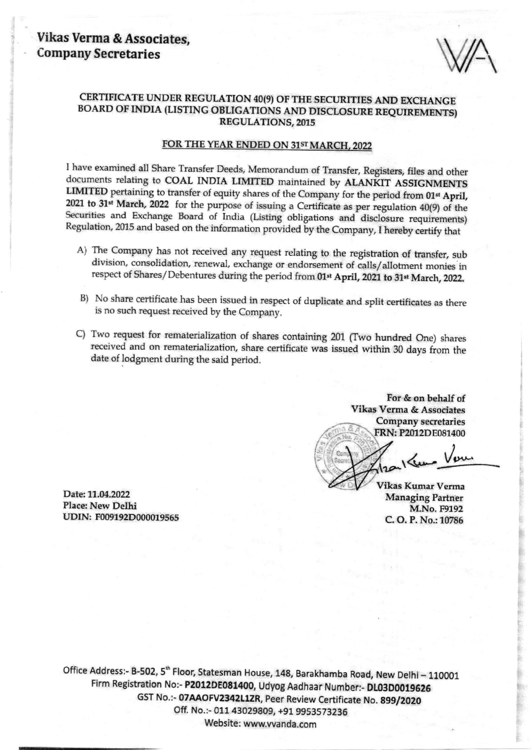# Vikas Verma & Associates,
# Company Secretaries

## CERTIFICATE UNDER REGULATION 40(9) OF THE SECURITIES AND EXCHANGE BOARD OF INDIA (LISTING OBLIGATIONS AND DISCLOSURE REQUIREMENTS) REGULATIONS, 2015

### FOR THE YEAR ENDED ON 31ST MARCH, 2022

I have examined all Share Transfer Deeds, Memorandum of Transfer, Registers, files and other documents relating to **COAL INDIA LIMITED** maintained by **ALANKIT ASSIGNMENTS LIMITED** pertaining to transfer of equity shares of the Company for the period from **01st April, 2021 to 31st March, 2022** for the purpose of issuing a Certificate as per regulation 40(9) of the Securities and Exchange Board of India (Listing obligations and disclosure requirements) Regulation, 2015 and based on the information provided by the Company, I hereby certify that

A) The Company has not received any request relating to the registration of transfer, sub division, consolidation, renewal, exchange or endorsement of calls/allotment monies in respect of Shares/Debentures during the period from **01st April, 2021 to 31st March, 2022.**

B) No share certificate has been issued in respect of duplicate and split certificates as there is no such request received by the Company.

C) Two request for rematerialization of shares containing 201 (Two hundred One) shares received and on rematerialization, share certificate was issued within 30 days from the date of lodgment during the said period.

**For & on behalf of**
**Vikas Verma & Associates**
**Company secretaries**
**FRN: P2012DE081400**

**Vikas Kumar Verma**
**Managing Partner**
**M.No. F9192**
**C. O. P. No.: 10786**

**Date: 11.04.2022**
**Place: New Delhi**
**UDIN: F009192D000019565**

Office Address:- B-502, 5th Floor, Statesman House, 148, Barakhamba Road, New Delhi – 110001
Firm Registration No:- **P2012DE081400**, Udyog Aadhaar Number:- **DL03D0019626**
GST No.:- **07AAOFV2342L1ZR**, Peer Review Certificate No. **899/2020**
Off. No.:- 011 43029809, +91 9953573236
Website: www.vvanda.com